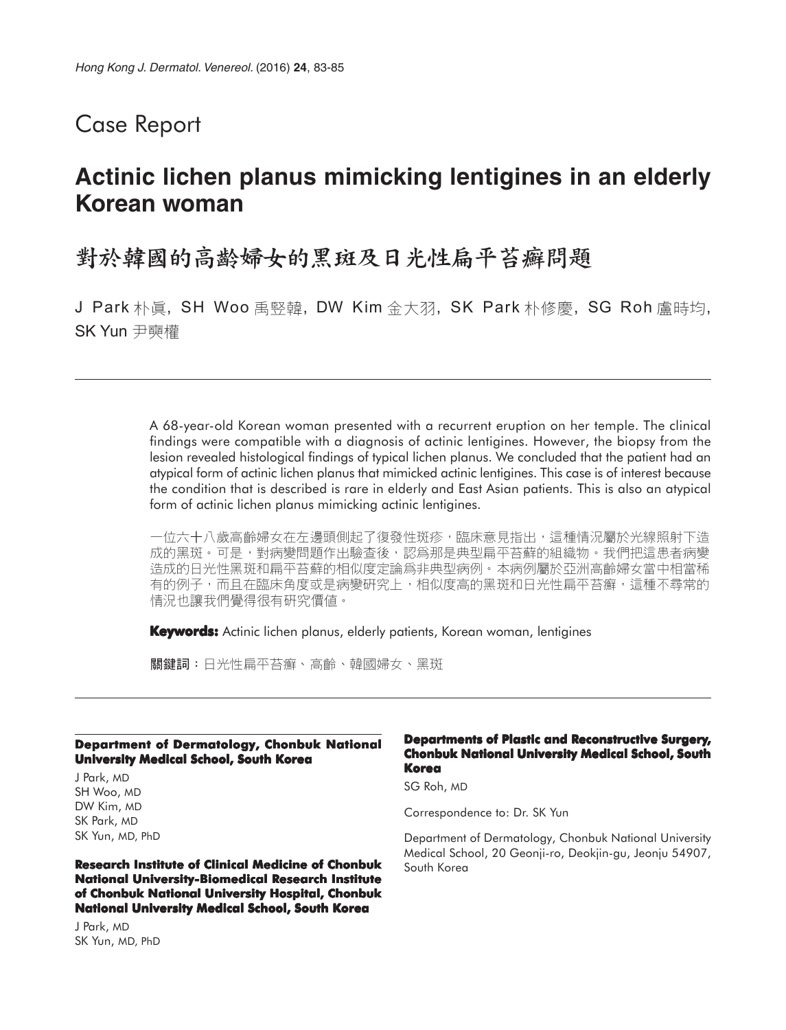# Case Report

## Actinic lichen planus mimicking lentigines in an elderly Korean woman

## 對於韓國的高齡婦女的黑斑及日光性扁平苔癬問題

J Park 朴眞, SH Woo 禹堅韓, DW Kim 金大羽, SK Park 朴修慶, SG Roh 盧時均, SK Yun 尹奭權

A 68-year-old Korean woman presented with a recurrent eruption on her temple. The clinical findings were compatible with a diagnosis of actinic lentigines. However, the biopsy from the lesion revealed histological findings of typical lichen planus. We concluded that the patient had an atypical form of actinic lichen planus that mimicked actinic lentigines. This case is of interest because the condition that is described is rare in elderly and East Asian patients. This is also an atypical form of actinic lichen planus mimicking actinic lentigines.

一位六十八歲高齡婦女在左邊頭側起了復發性斑疹，臨床意見指出，這種情況屬於光線照射下造成的黑斑。可是，對病變問題作出驗查後，認爲那是典型扁平苔蘚的組織物。我們把這患者病變造成的日光性黑斑和扁平苔蘚的相似度定論爲非典型病例。本病例屬於亞洲高齡婦女當中相當稀有的例子，而且在臨床角度或是病變研究上，相似度高的黑斑和日光性扁平苔癬，這種不尋常的情況也讓我們覺得很有研究價值。

**Keywords:** Actinic lichen planus, elderly patients, Korean woman, lentigines

**關鍵詞：**日光性扁平苔癬、高齡、韓國婦女、黑斑

**Department of Dermatology, Chonbuk National University Medical School, South Korea**

J Park, MD
SH Woo, MD
DW Kim, MD
SK Park, MD
SK Yun, MD, PhD

**Research Institute of Clinical Medicine of Chonbuk National University-Biomedical Research Institute of Chonbuk National University Hospital, Chonbuk National University Medical School, South Korea**

J Park, MD
SK Yun, MD, PhD

**Departments of Plastic and Reconstructive Surgery, Chonbuk National University Medical School, South Korea**

SG Roh, MD

Correspondence to: Dr. SK Yun

Department of Dermatology, Chonbuk National University Medical School, 20 Geonji-ro, Deokjin-gu, Jeonju 54907, South Korea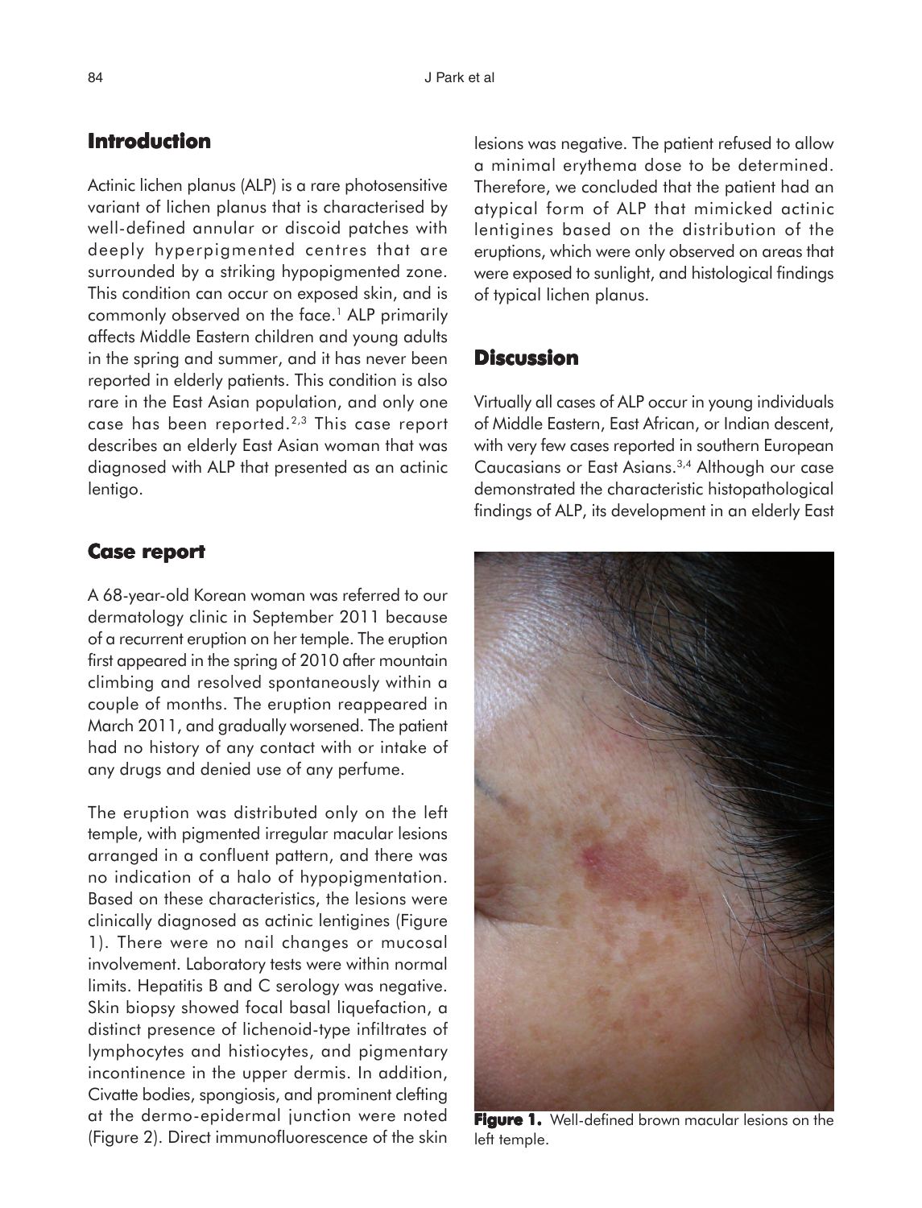## Introduction

Actinic lichen planus (ALP) is a rare photosensitive variant of lichen planus that is characterised by well-defined annular or discoid patches with deeply hyperpigmented centres that are surrounded by a striking hypopigmented zone. This condition can occur on exposed skin, and is commonly observed on the face.[1] ALP primarily affects Middle Eastern children and young adults in the spring and summer, and it has never been reported in elderly patients. This condition is also rare in the East Asian population, and only one case has been reported.[2,3] This case report describes an elderly East Asian woman that was diagnosed with ALP that presented as an actinic lentigo.

## Case report

A 68-year-old Korean woman was referred to our dermatology clinic in September 2011 because of a recurrent eruption on her temple. The eruption first appeared in the spring of 2010 after mountain climbing and resolved spontaneously within a couple of months. The eruption reappeared in March 2011, and gradually worsened. The patient had no history of any contact with or intake of any drugs and denied use of any perfume.

The eruption was distributed only on the left temple, with pigmented irregular macular lesions arranged in a confluent pattern, and there was no indication of a halo of hypopigmentation. Based on these characteristics, the lesions were clinically diagnosed as actinic lentigines (Figure 1). There were no nail changes or mucosal involvement. Laboratory tests were within normal limits. Hepatitis B and C serology was negative. Skin biopsy showed focal basal liquefaction, a distinct presence of lichenoid-type infiltrates of lymphocytes and histiocytes, and pigmentary incontinence in the upper dermis. In addition, Civatte bodies, spongiosis, and prominent clefting at the dermo-epidermal junction were noted (Figure 2). Direct immunofluorescence of the skin lesions was negative. The patient refused to allow a minimal erythema dose to be determined. Therefore, we concluded that the patient had an atypical form of ALP that mimicked actinic lentigines based on the distribution of the eruptions, which were only observed on areas that were exposed to sunlight, and histological findings of typical lichen planus.

## Discussion

Virtually all cases of ALP occur in young individuals of Middle Eastern, East African, or Indian descent, with very few cases reported in southern European Caucasians or East Asians.[3,4] Although our case demonstrated the characteristic histopathological findings of ALP, its development in an elderly East

**Figure 1.** Well-defined brown macular lesions on the left temple.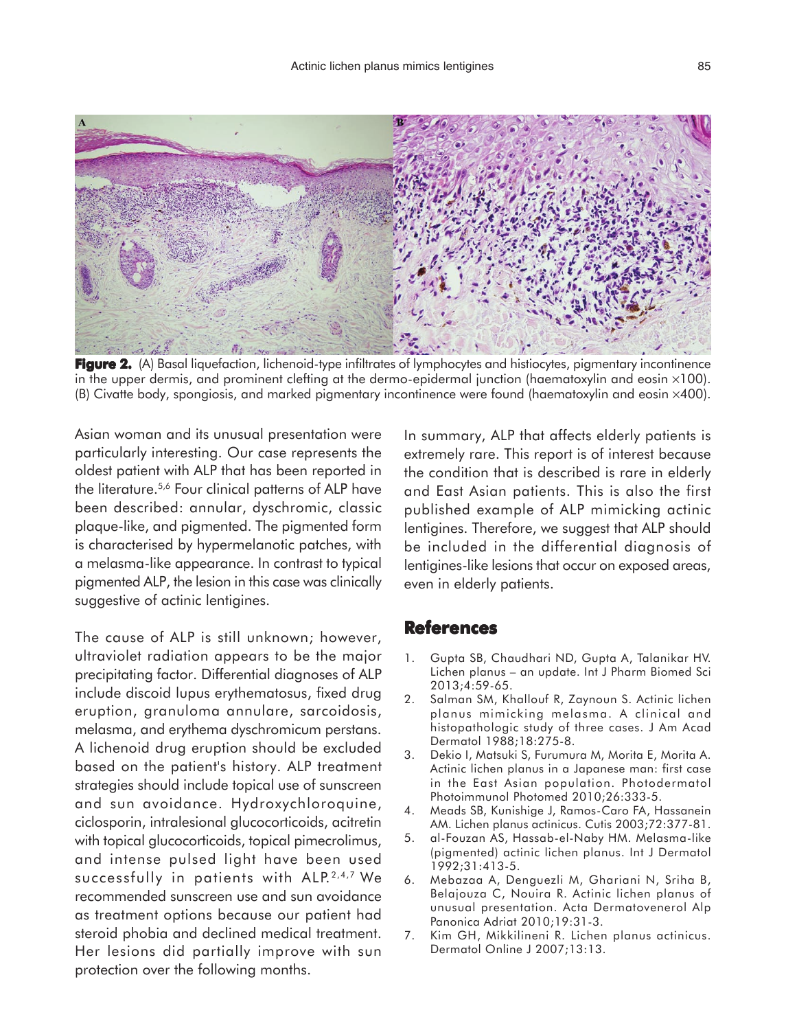**Figure 2.** (A) Basal liquefaction, lichenoid-type infiltrates of lymphocytes and histiocytes, pigmentary incontinence in the upper dermis, and prominent clefting at the dermo-epidermal junction (haematoxylin and eosin ×100). (B) Civatte body, spongiosis, and marked pigmentary incontinence were found (haematoxylin and eosin ×400).

Asian woman and its unusual presentation were particularly interesting. Our case represents the oldest patient with ALP that has been reported in the literature.[5,6] Four clinical patterns of ALP have been described: annular, dyschromic, classic plaque-like, and pigmented. The pigmented form is characterised by hypermelanotic patches, with a melasma-like appearance. In contrast to typical pigmented ALP, the lesion in this case was clinically suggestive of actinic lentigines.

The cause of ALP is still unknown; however, ultraviolet radiation appears to be the major precipitating factor. Differential diagnoses of ALP include discoid lupus erythematosus, fixed drug eruption, granuloma annulare, sarcoidosis, melasma, and erythema dyschromicum perstans. A lichenoid drug eruption should be excluded based on the patient's history. ALP treatment strategies should include topical use of sunscreen and sun avoidance. Hydroxychloroquine, ciclosporin, intralesional glucocorticoids, acitretin with topical glucocorticoids, topical pimecrolimus, and intense pulsed light have been used successfully in patients with ALP.[2,4,7] We recommended sunscreen use and sun avoidance as treatment options because our patient had steroid phobia and declined medical treatment. Her lesions did partially improve with sun protection over the following months.

In summary, ALP that affects elderly patients is extremely rare. This report is of interest because the condition that is described is rare in elderly and East Asian patients. This is also the first published example of ALP mimicking actinic lentigines. Therefore, we suggest that ALP should be included in the differential diagnosis of lentigines-like lesions that occur on exposed areas, even in elderly patients.

## References

1. Gupta SB, Chaudhari ND, Gupta A, Talanikar HV. Lichen planus – an update. Int J Pharm Biomed Sci 2013;4:59-65.
2. Salman SM, Khallouf R, Zaynoun S. Actinic lichen planus mimicking melasma. A clinical and histopathologic study of three cases. J Am Acad Dermatol 1988;18:275-8.
3. Dekio I, Matsuki S, Furumura M, Morita E, Morita A. Actinic lichen planus in a Japanese man: first case in the East Asian population. Photodermatol Photoimmunol Photomed 2010;26:333-5.
4. Meads SB, Kunishige J, Ramos-Caro FA, Hassanein AM. Lichen planus actinicus. Cutis 2003;72:377-81.
5. al-Fouzan AS, Hassab-el-Naby HM. Melasma-like (pigmented) actinic lichen planus. Int J Dermatol 1992;31:413-5.
6. Mebazaa A, Denguezli M, Ghariani N, Sriha B, Belajouza C, Nouira R. Actinic lichen planus of unusual presentation. Acta Dermatovenerol Alp Panonica Adriat 2010;19:31-3.
7. Kim GH, Mikkilineni R. Lichen planus actinicus. Dermatol Online J 2007;13:13.